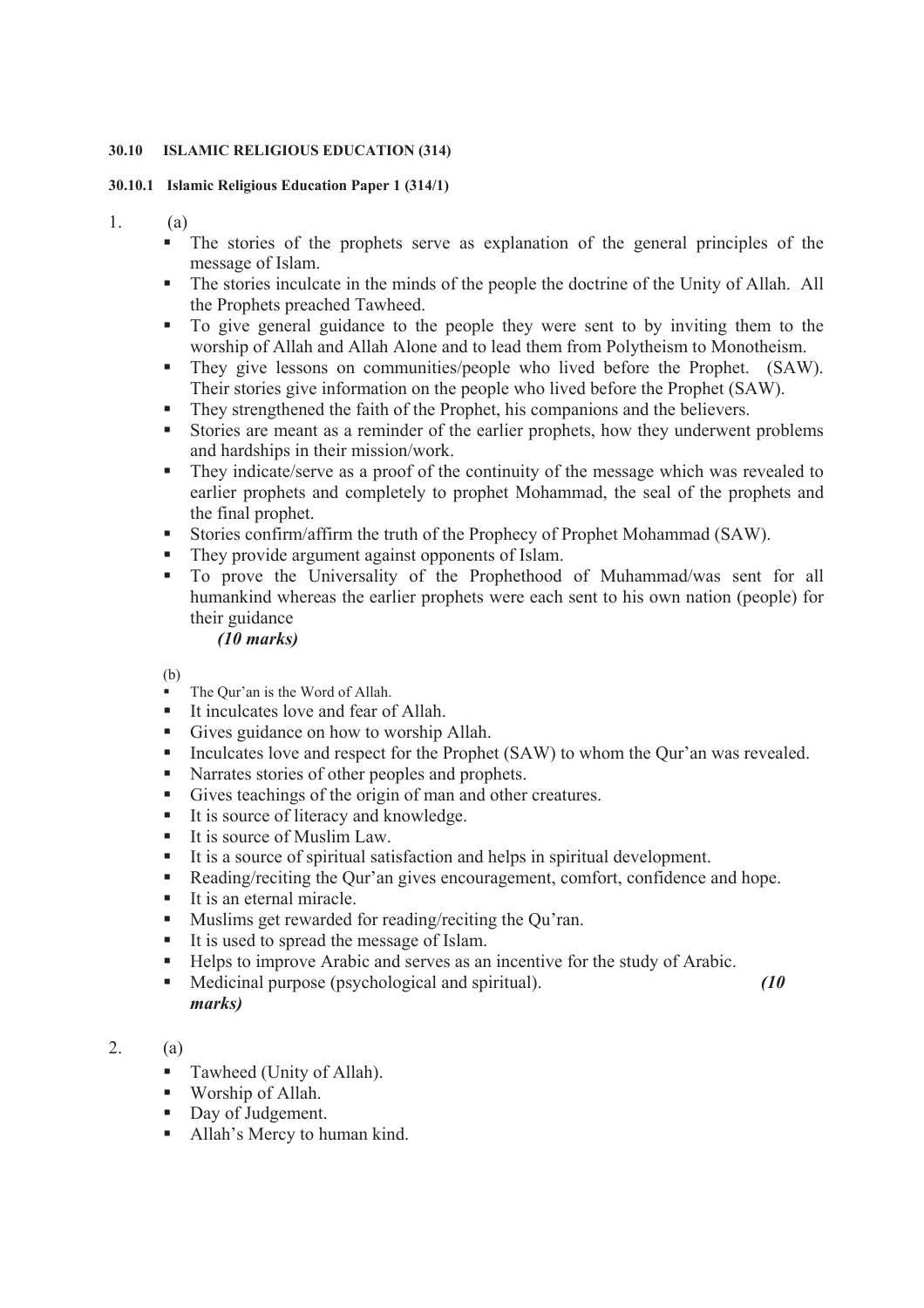#### 30.10 ISLAMIC RELIGIOUS EDUCATION (314)

##### 30.10.1 Islamic Religious Education Paper 1 (314/1)

1. (a)
   - The stories of the prophets serve as explanation of the general principles of the message of Islam.
   - The stories inculcate in the minds of the people the doctrine of the Unity of Allah. All the Prophets preached Tawheed.
   - To give general guidance to the people they were sent to by inviting them to the worship of Allah and Allah Alone and to lead them from Polytheism to Monotheism.
   - They give lessons on communities/people who lived before the Prophet. (SAW). Their stories give information on the people who lived before the Prophet (SAW).
   - They strengthened the faith of the Prophet, his companions and the believers.
   - Stories are meant as a reminder of the earlier prophets, how they underwent problems and hardships in their mission/work.
   - They indicate/serve as a proof of the continuity of the message which was revealed to earlier prophets and completely to prophet Mohammad, the seal of the prophets and the final prophet.
   - Stories confirm/affirm the truth of the Prophecy of Prophet Mohammad (SAW).
   - They provide argument against opponents of Islam.
   - To prove the Universality of the Prophethood of Muhammad/was sent for all humankind whereas the earlier prophets were each sent to his own nation (people) for their guidance

     ***(10 marks)***

   (b)
   - The Qur'an is the Word of Allah.
   - It inculcates love and fear of Allah.
   - Gives guidance on how to worship Allah.
   - Inculcates love and respect for the Prophet (SAW) to whom the Qur'an was revealed.
   - Narrates stories of other peoples and prophets.
   - Gives teachings of the origin of man and other creatures.
   - It is source of literacy and knowledge.
   - It is source of Muslim Law.
   - It is a source of spiritual satisfaction and helps in spiritual development.
   - Reading/reciting the Qur'an gives encouragement, comfort, confidence and hope.
   - It is an eternal miracle.
   - Muslims get rewarded for reading/reciting the Qu'ran.
   - It is used to spread the message of Islam.
   - Helps to improve Arabic and serves as an incentive for the study of Arabic.
   - Medicinal purpose (psychological and spiritual). ***(10 marks)***

2. (a)
   - Tawheed (Unity of Allah).
   - Worship of Allah.
   - Day of Judgement.
   - Allah's Mercy to human kind.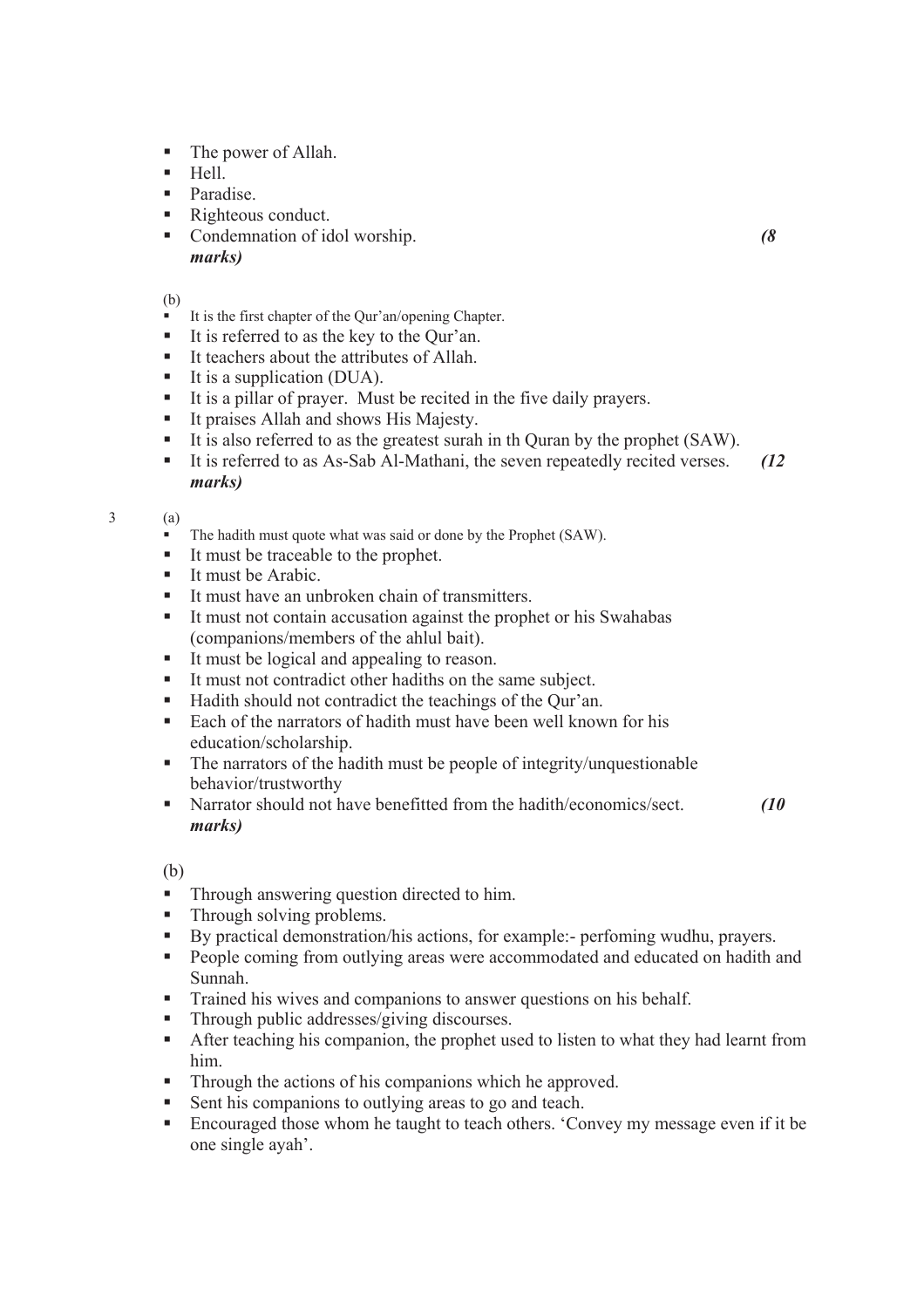- The power of Allah.
- Hell.
- Paradise.
- Righteous conduct.
- Condemnation of idol worship. ***(8 marks)***

(b)
- It is the first chapter of the Qur'an/opening Chapter.
- It is referred to as the key to the Qur'an.
- It teachers about the attributes of Allah.
- It is a supplication (DUA).
- It is a pillar of prayer. Must be recited in the five daily prayers.
- It praises Allah and shows His Majesty.
- It is also referred to as the greatest surah in th Quran by the prophet (SAW).
- It is referred to as As-Sab Al-Mathani, the seven repeatedly recited verses. ***(12 marks)***

3 (a)
- The hadith must quote what was said or done by the Prophet (SAW).
- It must be traceable to the prophet.
- It must be Arabic.
- It must have an unbroken chain of transmitters.
- It must not contain accusation against the prophet or his Swahabas (companions/members of the ahlul bait).
- It must be logical and appealing to reason.
- It must not contradict other hadiths on the same subject.
- Hadith should not contradict the teachings of the Qur'an.
- Each of the narrators of hadith must have been well known for his education/scholarship.
- The narrators of the hadith must be people of integrity/unquestionable behavior/trustworthy
- Narrator should not have benefitted from the hadith/economics/sect. ***(10 marks)***

(b)
- Through answering question directed to him.
- Through solving problems.
- By practical demonstration/his actions, for example:- perfoming wudhu, prayers.
- People coming from outlying areas were accommodated and educated on hadith and Sunnah.
- Trained his wives and companions to answer questions on his behalf.
- Through public addresses/giving discourses.
- After teaching his companion, the prophet used to listen to what they had learnt from him.
- Through the actions of his companions which he approved.
- Sent his companions to outlying areas to go and teach.
- Encouraged those whom he taught to teach others. 'Convey my message even if it be one single ayah'.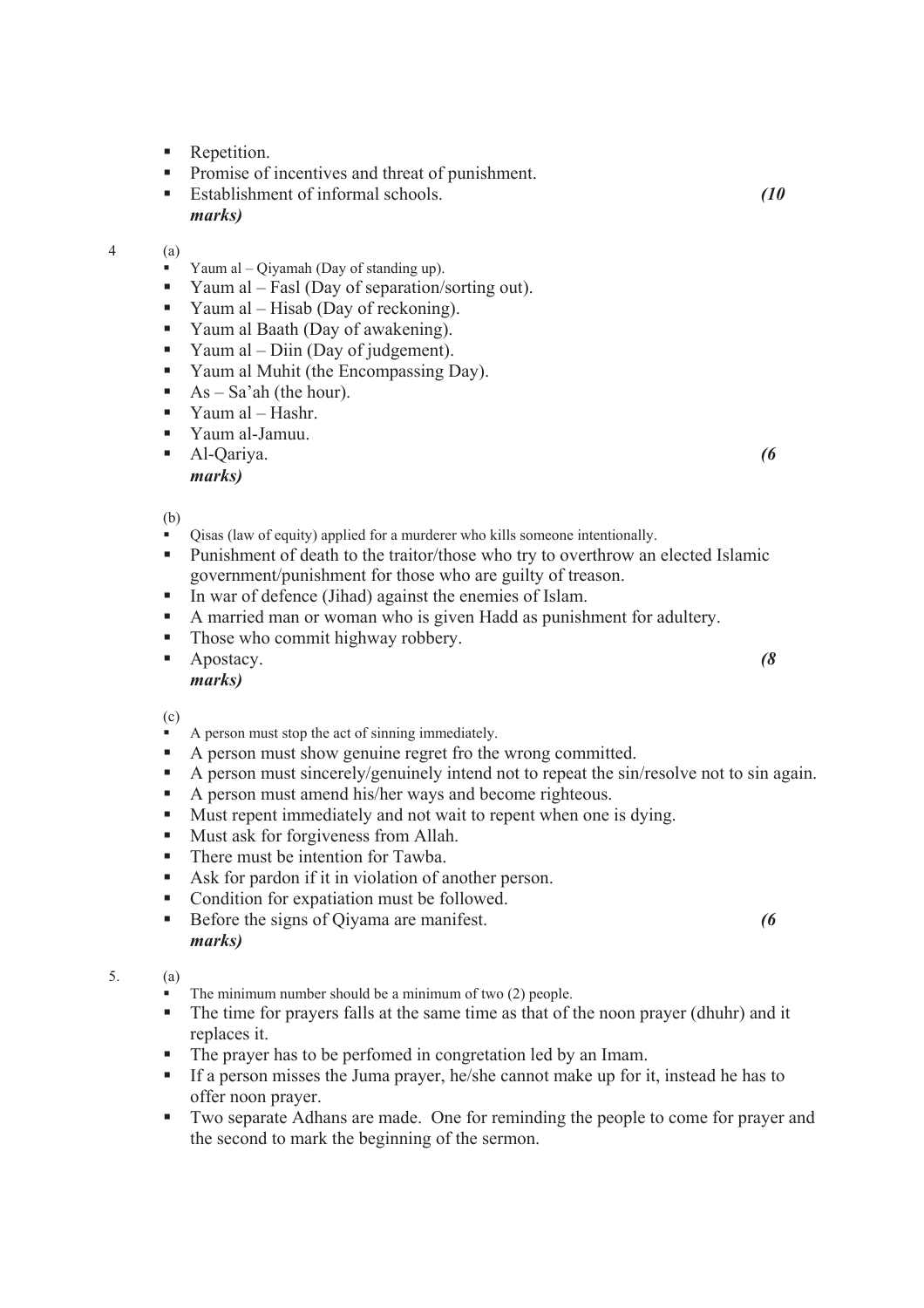- Repetition.
- Promise of incentives and threat of punishment.
- Establishment of informal schools. ***(10 marks)***

4 (a)

- Yaum al – Qiyamah (Day of standing up).
- Yaum al – Fasl (Day of separation/sorting out).
- Yaum al – Hisab (Day of reckoning).
- Yaum al Baath (Day of awakening).
- Yaum al – Diin (Day of judgement).
- Yaum al Muhit (the Encompassing Day).
- As – Sa'ah (the hour).
- Yaum al – Hashr.
- Yaum al-Jamuu.
- Al-Qariya. ***(6 marks)***

(b)

- Qisas (law of equity) applied for a murderer who kills someone intentionally.
- Punishment of death to the traitor/those who try to overthrow an elected Islamic government/punishment for those who are guilty of treason.
- In war of defence (Jihad) against the enemies of Islam.
- A married man or woman who is given Hadd as punishment for adultery.
- Those who commit highway robbery.
- Apostacy. ***(8 marks)***

(c)

- A person must stop the act of sinning immediately.
- A person must show genuine regret fro the wrong committed.
- A person must sincerely/genuinely intend not to repeat the sin/resolve not to sin again.
- A person must amend his/her ways and become righteous.
- Must repent immediately and not wait to repent when one is dying.
- Must ask for forgiveness from Allah.
- There must be intention for Tawba.
- Ask for pardon if it in violation of another person.
- Condition for expatiation must be followed.
- Before the signs of Qiyama are manifest. ***(6 marks)***

5. (a)

- The minimum number should be a minimum of two (2) people.
- The time for prayers falls at the same time as that of the noon prayer (dhuhr) and it replaces it.
- The prayer has to be perfomed in congretation led by an Imam.
- If a person misses the Juma prayer, he/she cannot make up for it, instead he has to offer noon prayer.
- Two separate Adhans are made. One for reminding the people to come for prayer and the second to mark the beginning of the sermon.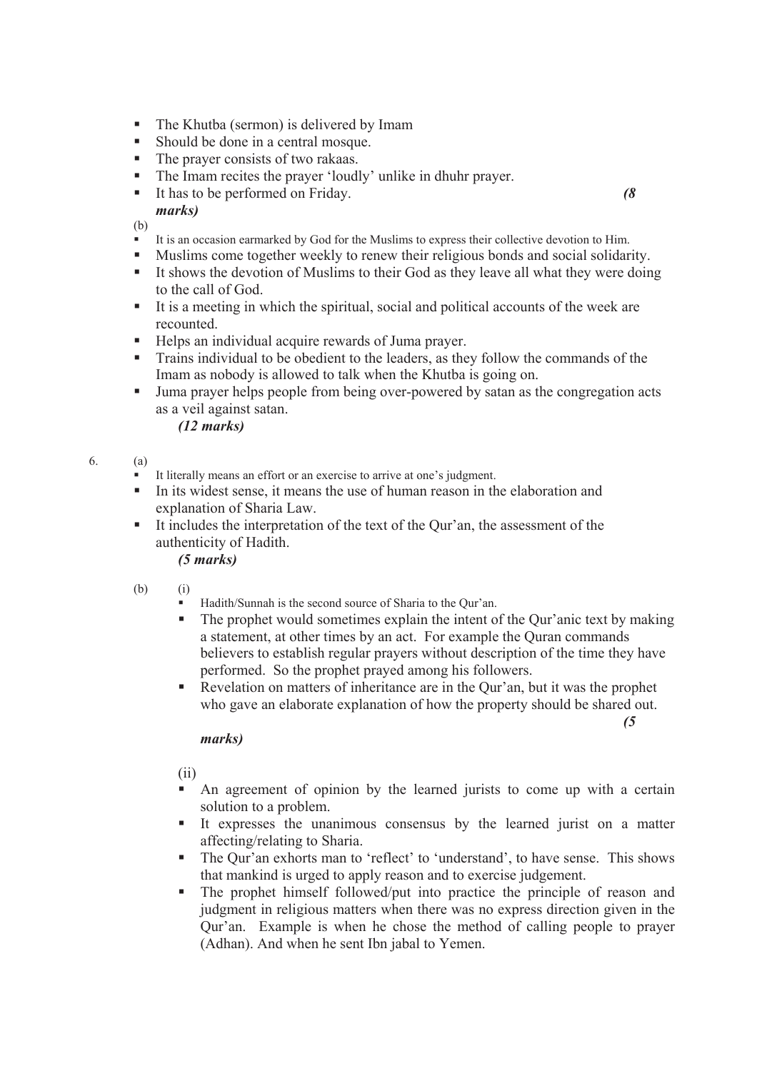- The Khutba (sermon) is delivered by Imam
- Should be done in a central mosque.
- The prayer consists of two rakaas.
- The Imam recites the prayer 'loudly' unlike in dhuhr prayer.
- It has to be performed on Friday. ***(8 marks)***

(b)

- It is an occasion earmarked by God for the Muslims to express their collective devotion to Him.
- Muslims come together weekly to renew their religious bonds and social solidarity.
- It shows the devotion of Muslims to their God as they leave all what they were doing to the call of God.
- It is a meeting in which the spiritual, social and political accounts of the week are recounted.
- Helps an individual acquire rewards of Juma prayer.
- Trains individual to be obedient to the leaders, as they follow the commands of the Imam as nobody is allowed to talk when the Khutba is going on.
- Juma prayer helps people from being over-powered by satan as the congregation acts as a veil against satan.

***(12 marks)***

6. (a)

- It literally means an effort or an exercise to arrive at one's judgment.
- In its widest sense, it means the use of human reason in the elaboration and explanation of Sharia Law.
- It includes the interpretation of the text of the Qur'an, the assessment of the authenticity of Hadith.

***(5 marks)***

(b) (i)

- Hadith/Sunnah is the second source of Sharia to the Qur'an.
- The prophet would sometimes explain the intent of the Qur'anic text by making a statement, at other times by an act. For example the Quran commands believers to establish regular prayers without description of the time they have performed. So the prophet prayed among his followers.
- Revelation on matters of inheritance are in the Qur'an, but it was the prophet who gave an elaborate explanation of how the property should be shared out.

***(5 marks)***

(ii)

- An agreement of opinion by the learned jurists to come up with a certain solution to a problem.
- It expresses the unanimous consensus by the learned jurist on a matter affecting/relating to Sharia.
- The Qur'an exhorts man to 'reflect' to 'understand', to have sense. This shows that mankind is urged to apply reason and to exercise judgement.
- The prophet himself followed/put into practice the principle of reason and judgment in religious matters when there was no express direction given in the Qur'an. Example is when he chose the method of calling people to prayer (Adhan). And when he sent Ibn jabal to Yemen.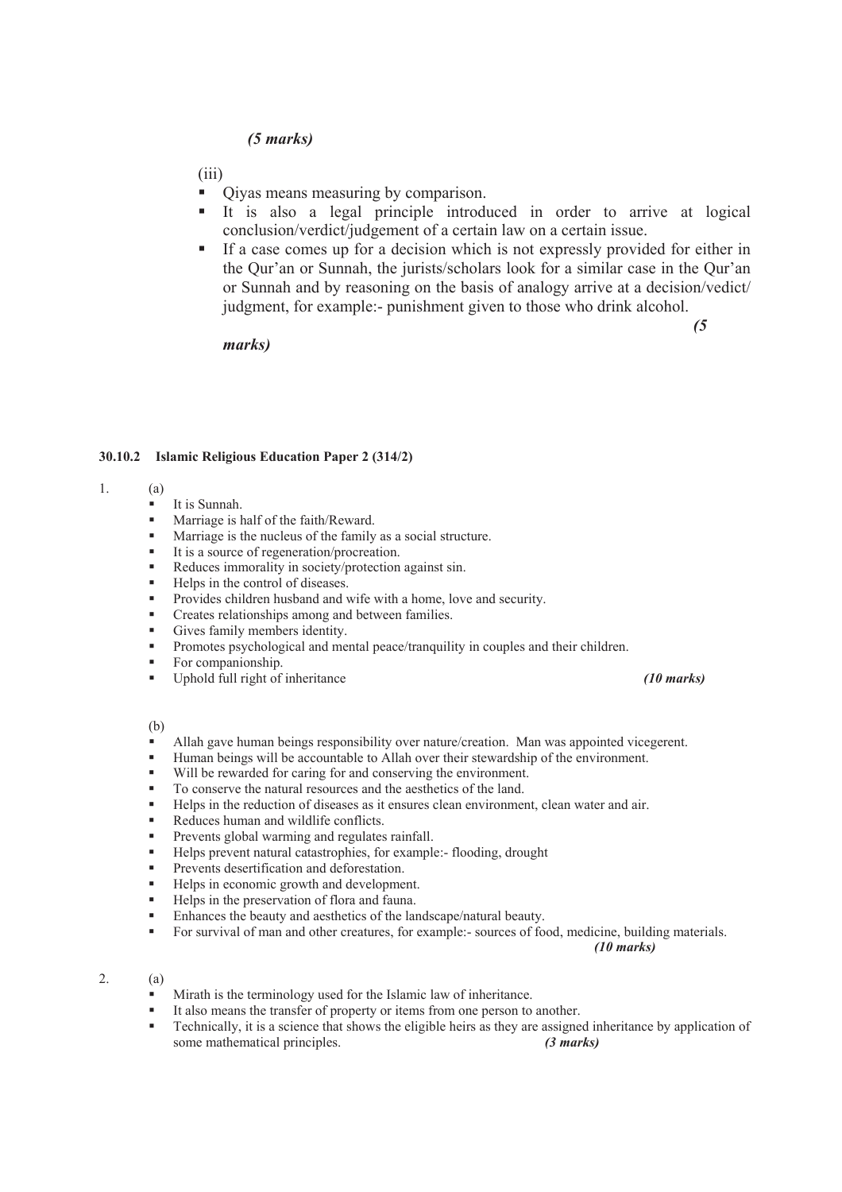*(5 marks)*

(iii)

- Qiyas means measuring by comparison.
- It is also a legal principle introduced in order to arrive at logical conclusion/verdict/judgement of a certain law on a certain issue.
- If a case comes up for a decision which is not expressly provided for either in the Qur'an or Sunnah, the jurists/scholars look for a similar case in the Qur'an or Sunnah and by reasoning on the basis of analogy arrive at a decision/vedict/ judgment, for example:- punishment given to those who drink alcohol.

*(5 marks)*

### 30.10.2 Islamic Religious Education Paper 2 (314/2)

1. (a)

- It is Sunnah.
- Marriage is half of the faith/Reward.
- Marriage is the nucleus of the family as a social structure.
- It is a source of regeneration/procreation.
- Reduces immorality in society/protection against sin.
- Helps in the control of diseases.
- Provides children husband and wife with a home, love and security.
- Creates relationships among and between families.
- Gives family members identity.
- Promotes psychological and mental peace/tranquility in couples and their children.
- For companionship.
- Uphold full right of inheritance *(10 marks)*

(b)

- Allah gave human beings responsibility over nature/creation. Man was appointed vicegerent.
- Human beings will be accountable to Allah over their stewardship of the environment.
- Will be rewarded for caring for and conserving the environment.
- To conserve the natural resources and the aesthetics of the land.
- Helps in the reduction of diseases as it ensures clean environment, clean water and air.
- Reduces human and wildlife conflicts.
- Prevents global warming and regulates rainfall.
- Helps prevent natural catastrophies, for example:- flooding, drought
- Prevents desertification and deforestation.
- Helps in economic growth and development.
- Helps in the preservation of flora and fauna.
- Enhances the beauty and aesthetics of the landscape/natural beauty.
- For survival of man and other creatures, for example:- sources of food, medicine, building materials.

*(10 marks)*

2. (a)

- Mirath is the terminology used for the Islamic law of inheritance.
- It also means the transfer of property or items from one person to another.
- Technically, it is a science that shows the eligible heirs as they are assigned inheritance by application of some mathematical principles. *(3 marks)*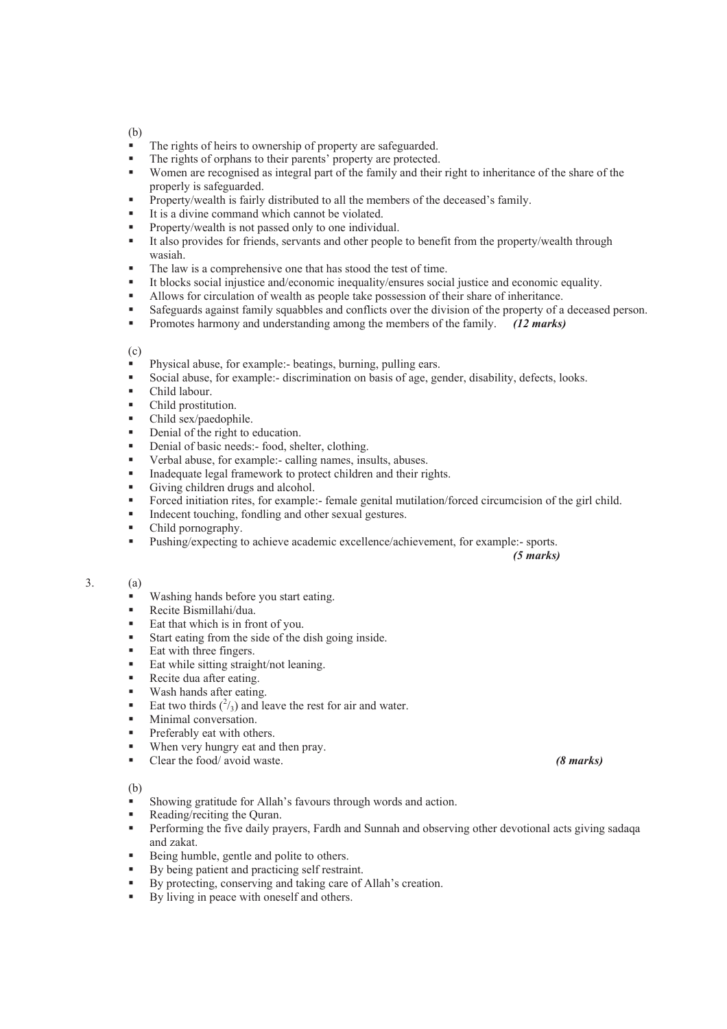(b)

- The rights of heirs to ownership of property are safeguarded.
- The rights of orphans to their parents' property are protected.
- Women are recognised as integral part of the family and their right to inheritance of the share of the properly is safeguarded.
- Property/wealth is fairly distributed to all the members of the deceased's family.
- It is a divine command which cannot be violated.
- Property/wealth is not passed only to one individual.
- It also provides for friends, servants and other people to benefit from the property/wealth through wasiah.
- The law is a comprehensive one that has stood the test of time.
- It blocks social injustice and/economic inequality/ensures social justice and economic equality.
- Allows for circulation of wealth as people take possession of their share of inheritance.
- Safeguards against family squabbles and conflicts over the division of the property of a deceased person.
- Promotes harmony and understanding among the members of the family. ***(12 marks)***

(c)

- Physical abuse, for example:- beatings, burning, pulling ears.
- Social abuse, for example:- discrimination on basis of age, gender, disability, defects, looks.
- Child labour.
- Child prostitution.
- Child sex/paedophile.
- Denial of the right to education.
- Denial of basic needs:- food, shelter, clothing.
- Verbal abuse, for example:- calling names, insults, abuses.
- Inadequate legal framework to protect children and their rights.
- Giving children drugs and alcohol.
- Forced initiation rites, for example:- female genital mutilation/forced circumcision of the girl child.
- Indecent touching, fondling and other sexual gestures.
- Child pornography.
- Pushing/expecting to achieve academic excellence/achievement, for example:- sports.

***(5 marks)***

3. (a)

- Washing hands before you start eating.
- Recite Bismillahi/dua.
- Eat that which is in front of you.
- Start eating from the side of the dish going inside.
- Eat with three fingers.
- Eat while sitting straight/not leaning.
- Recite dua after eating.
- Wash hands after eating.
- Eat two thirds ($^2/_3$) and leave the rest for air and water.
- Minimal conversation.
- Preferably eat with others.
- When very hungry eat and then pray.
- Clear the food/ avoid waste. ***(8 marks)***

(b)

- Showing gratitude for Allah's favours through words and action.
- Reading/reciting the Quran.
- Performing the five daily prayers, Fardh and Sunnah and observing other devotional acts giving sadaqa and zakat.
- Being humble, gentle and polite to others.
- By being patient and practicing self restraint.
- By protecting, conserving and taking care of Allah's creation.
- By living in peace with oneself and others.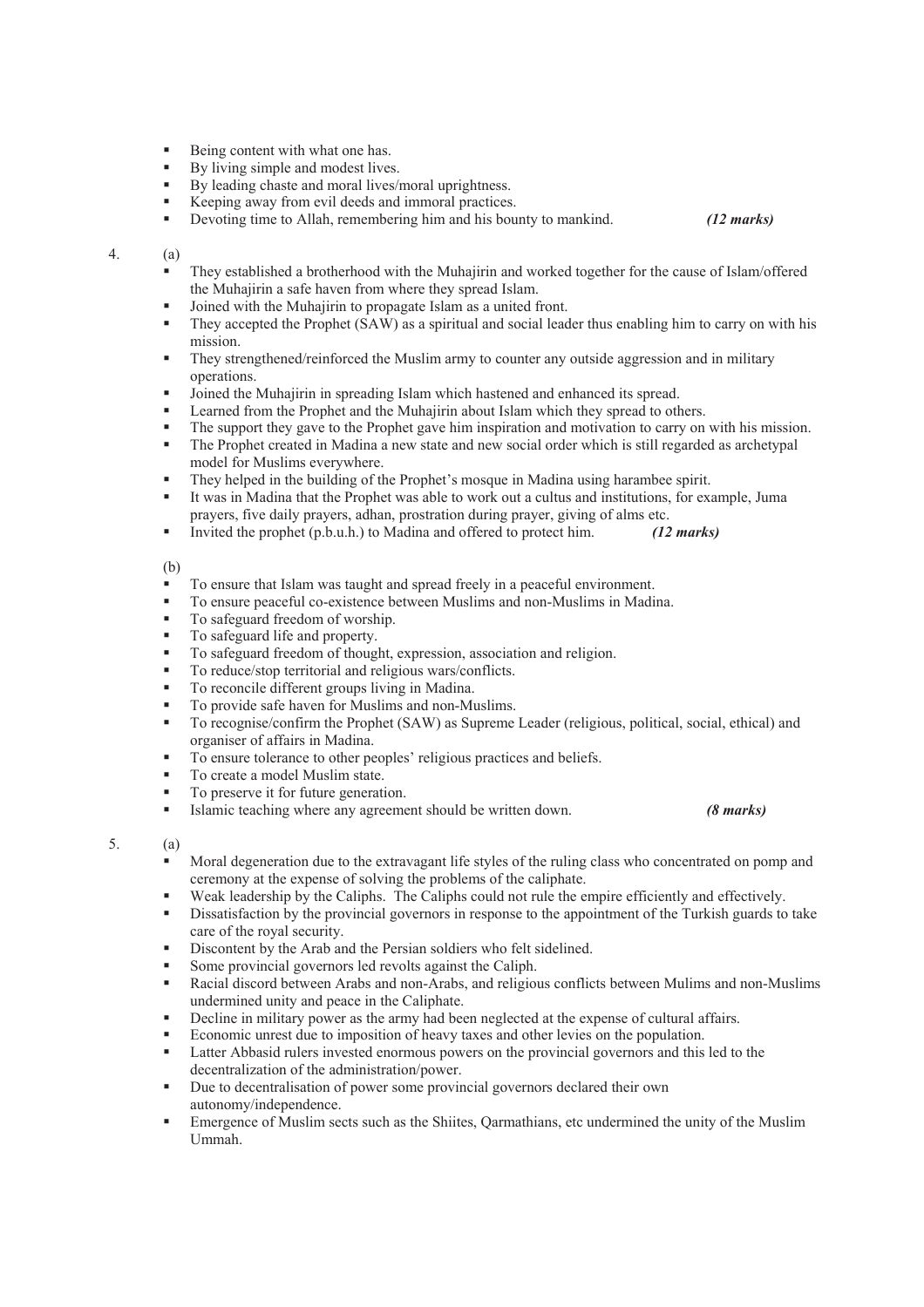- Being content with what one has.
- By living simple and modest lives.
- By leading chaste and moral lives/moral uprightness.
- Keeping away from evil deeds and immoral practices.
- Devoting time to Allah, remembering him and his bounty to mankind. ***(12 marks)***

4. (a)

- They established a brotherhood with the Muhajirin and worked together for the cause of Islam/offered the Muhajirin a safe haven from where they spread Islam.
- Joined with the Muhajirin to propagate Islam as a united front.
- They accepted the Prophet (SAW) as a spiritual and social leader thus enabling him to carry on with his mission.
- They strengthened/reinforced the Muslim army to counter any outside aggression and in military operations.
- Joined the Muhajirin in spreading Islam which hastened and enhanced its spread.
- Learned from the Prophet and the Muhajirin about Islam which they spread to others.
- The support they gave to the Prophet gave him inspiration and motivation to carry on with his mission.
- The Prophet created in Madina a new state and new social order which is still regarded as archetypal model for Muslims everywhere.
- They helped in the building of the Prophet's mosque in Madina using harambee spirit.
- It was in Madina that the Prophet was able to work out a cultus and institutions, for example, Juma prayers, five daily prayers, adhan, prostration during prayer, giving of alms etc.
- Invited the prophet (p.b.u.h.) to Madina and offered to protect him. ***(12 marks)***

(b)

- To ensure that Islam was taught and spread freely in a peaceful environment.
- To ensure peaceful co-existence between Muslims and non-Muslims in Madina.
- To safeguard freedom of worship.
- To safeguard life and property.
- To safeguard freedom of thought, expression, association and religion.
- To reduce/stop territorial and religious wars/conflicts.
- To reconcile different groups living in Madina.
- To provide safe haven for Muslims and non-Muslims.
- To recognise/confirm the Prophet (SAW) as Supreme Leader (religious, political, social, ethical) and organiser of affairs in Madina.
- To ensure tolerance to other peoples' religious practices and beliefs.
- To create a model Muslim state.
- To preserve it for future generation.
- Islamic teaching where any agreement should be written down. ***(8 marks)***

5. (a)

- Moral degeneration due to the extravagant life styles of the ruling class who concentrated on pomp and ceremony at the expense of solving the problems of the caliphate.
- Weak leadership by the Caliphs. The Caliphs could not rule the empire efficiently and effectively.
- Dissatisfaction by the provincial governors in response to the appointment of the Turkish guards to take care of the royal security.
- Discontent by the Arab and the Persian soldiers who felt sidelined.
- Some provincial governors led revolts against the Caliph.
- Racial discord between Arabs and non-Arabs, and religious conflicts between Mulims and non-Muslims undermined unity and peace in the Caliphate.
- Decline in military power as the army had been neglected at the expense of cultural affairs.
- Economic unrest due to imposition of heavy taxes and other levies on the population.
- Latter Abbasid rulers invested enormous powers on the provincial governors and this led to the decentralization of the administration/power.
- Due to decentralisation of power some provincial governors declared their own autonomy/independence.
- Emergence of Muslim sects such as the Shiites, Qarmathians, etc undermined the unity of the Muslim Ummah.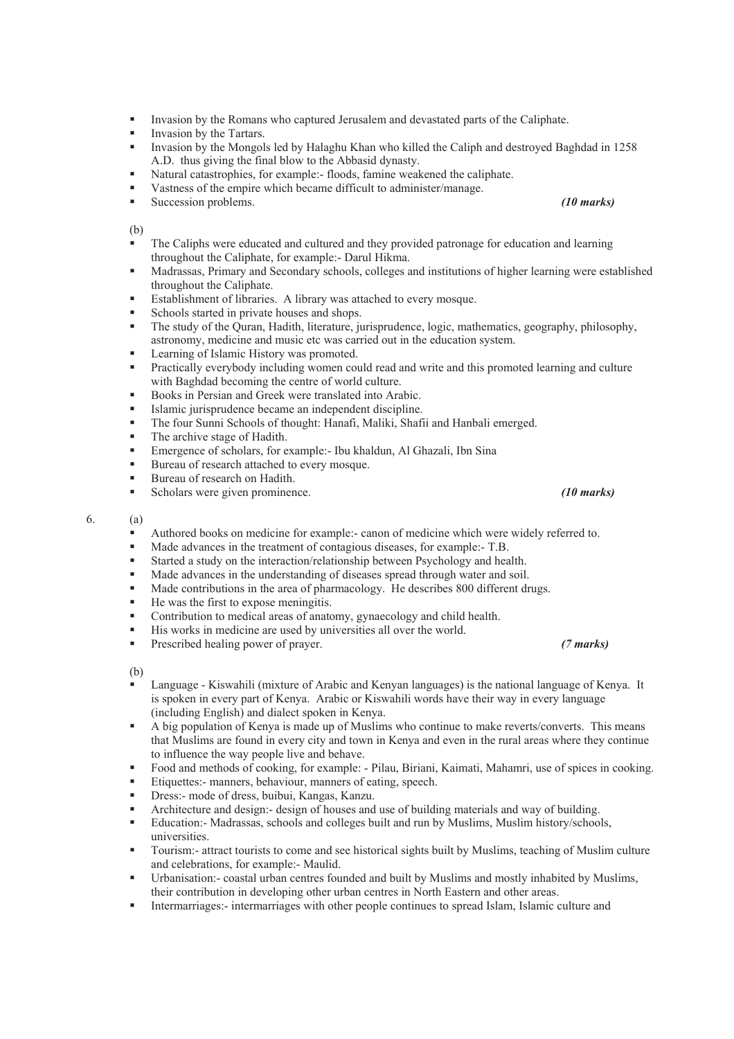- Invasion by the Romans who captured Jerusalem and devastated parts of the Caliphate.
- Invasion by the Tartars.
- Invasion by the Mongols led by Halaghu Khan who killed the Caliph and destroyed Baghdad in 1258 A.D. thus giving the final blow to the Abbasid dynasty.
- Natural catastrophies, for example:- floods, famine weakened the caliphate.
- Vastness of the empire which became difficult to administer/manage.
- Succession problems. ***(10 marks)***

(b)

- The Caliphs were educated and cultured and they provided patronage for education and learning throughout the Caliphate, for example:- Darul Hikma.
- Madrassas, Primary and Secondary schools, colleges and institutions of higher learning were established throughout the Caliphate.
- Establishment of libraries. A library was attached to every mosque.
- Schools started in private houses and shops.
- The study of the Quran, Hadith, literature, jurisprudence, logic, mathematics, geography, philosophy, astronomy, medicine and music etc was carried out in the education system.
- Learning of Islamic History was promoted.
- Practically everybody including women could read and write and this promoted learning and culture with Baghdad becoming the centre of world culture.
- Books in Persian and Greek were translated into Arabic.
- Islamic jurisprudence became an independent discipline.
- The four Sunni Schools of thought: Hanafi, Maliki, Shafii and Hanbali emerged.
- The archive stage of Hadith.
- Emergence of scholars, for example:- Ibu khaldun, Al Ghazali, Ibn Sina
- Bureau of research attached to every mosque.
- Bureau of research on Hadith.
- Scholars were given prominence. ***(10 marks)***

6. (a)

- Authored books on medicine for example:- canon of medicine which were widely referred to.
- Made advances in the treatment of contagious diseases, for example:- T.B.
- Started a study on the interaction/relationship between Psychology and health.
- Made advances in the understanding of diseases spread through water and soil.
- Made contributions in the area of pharmacology. He describes 800 different drugs.
- He was the first to expose meningitis.
- Contribution to medical areas of anatomy, gynaecology and child health.
- His works in medicine are used by universities all over the world.
- Prescribed healing power of prayer. ***(7 marks)***

(b)

- Language - Kiswahili (mixture of Arabic and Kenyan languages) is the national language of Kenya. It is spoken in every part of Kenya. Arabic or Kiswahili words have their way in every language (including English) and dialect spoken in Kenya.
- A big population of Kenya is made up of Muslims who continue to make reverts/converts. This means that Muslims are found in every city and town in Kenya and even in the rural areas where they continue to influence the way people live and behave.
- Food and methods of cooking, for example: - Pilau, Biriani, Kaimati, Mahamri, use of spices in cooking.
- Etiquettes:- manners, behaviour, manners of eating, speech.
- Dress:- mode of dress, buibui, Kangas, Kanzu.
- Architecture and design:- design of houses and use of building materials and way of building.
- Education:- Madrassas, schools and colleges built and run by Muslims, Muslim history/schools, universities.
- Tourism:- attract tourists to come and see historical sights built by Muslims, teaching of Muslim culture and celebrations, for example:- Maulid.
- Urbanisation:- coastal urban centres founded and built by Muslims and mostly inhabited by Muslims, their contribution in developing other urban centres in North Eastern and other areas.
- Intermarriages:- intermarriages with other people continues to spread Islam, Islamic culture and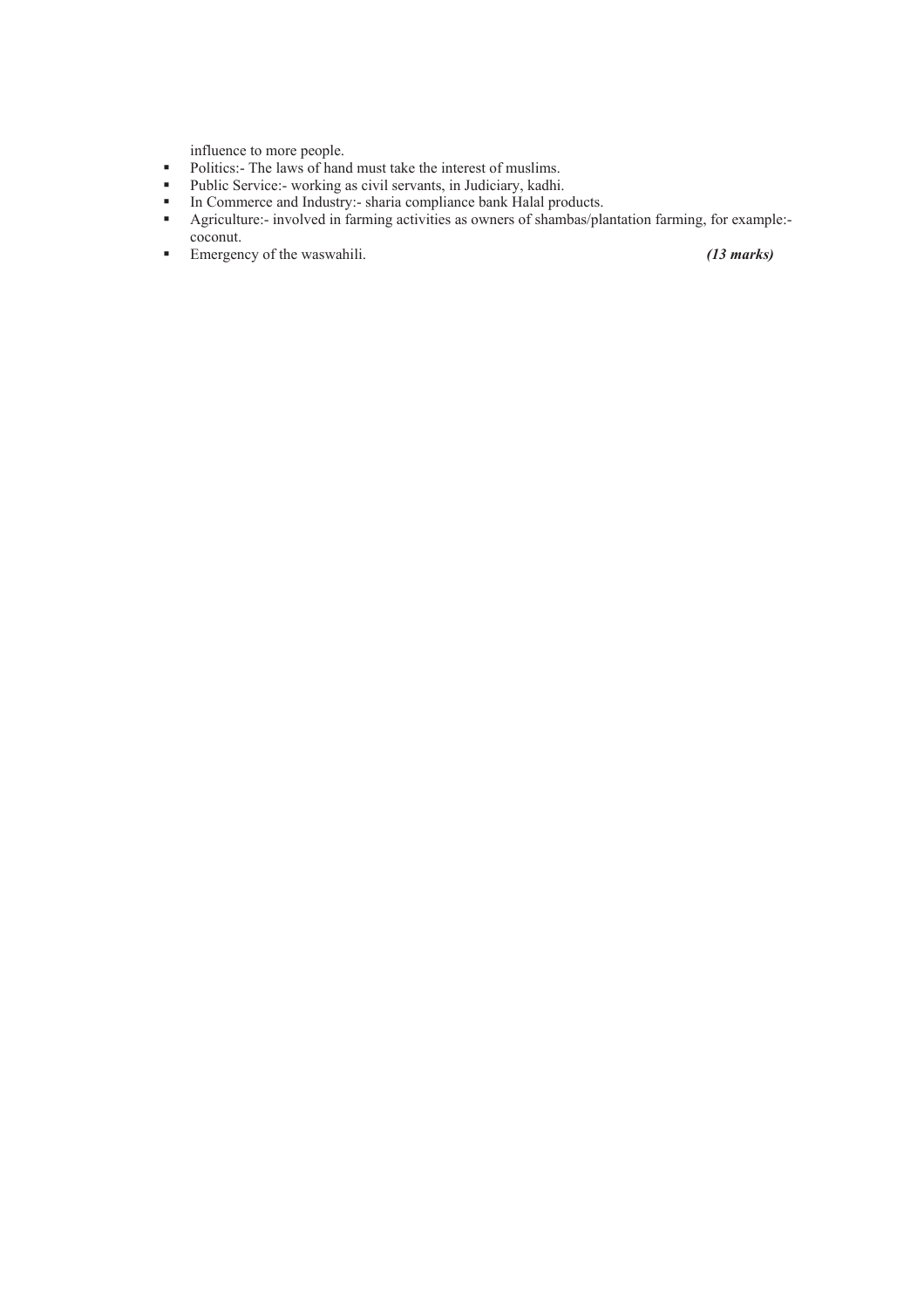influence to more people.

- Politics:- The laws of hand must take the interest of muslims.
- Public Service:- working as civil servants, in Judiciary, kadhi.
- In Commerce and Industry:- sharia compliance bank Halal products.
- Agriculture:- involved in farming activities as owners of shambas/plantation farming, for example:- coconut.
- Emergency of the waswahili. ***(13 marks)***